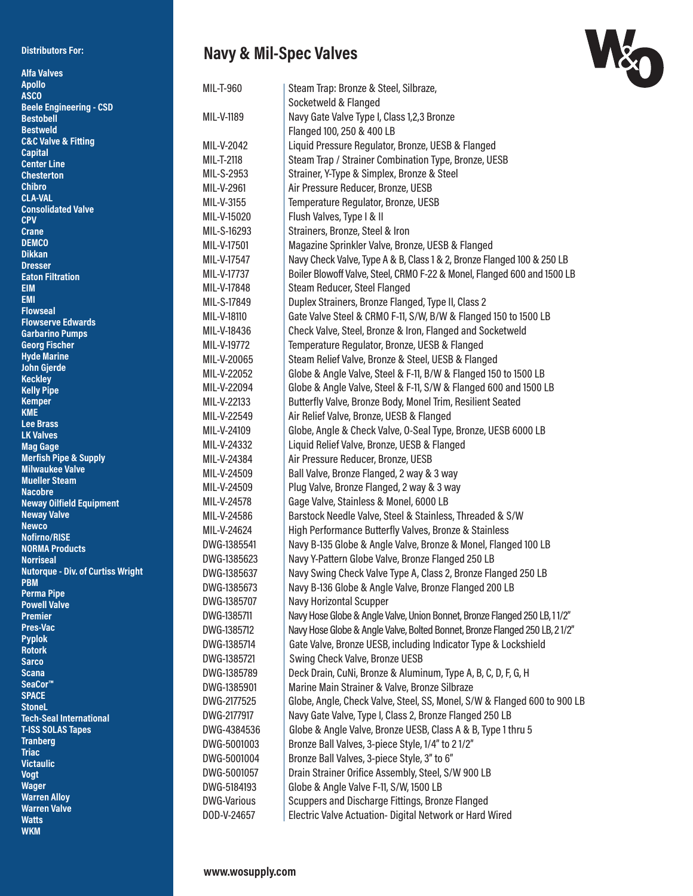**Distributors For:**

**Alfa Valves**
**Apollo**
**ASCO**
**Beele Engineering - CSD**
**Bestobell**
**Bestweld**
**C&C Valve & Fitting**
**Capital**
**Center Line**
**Chesterton**
**Chibro**
**CLA-VAL**
**Consolidated Valve**
**CPV**
**Crane**
**DEMCO**
**Dikkan**
**Dresser**
**Eaton Filtration**
**EIM**
**EMI**
**Flowseal**
**Flowserve Edwards**
**Garbarino Pumps**
**Georg Fischer**
**Hyde Marine**
**John Gjerde**
**Keckley**
**Kelly Pipe**
**Kemper**
**KME**
**Lee Brass**
**LK Valves**
**Mag Gage**
**Merfish Pipe & Supply**
**Milwaukee Valve**
**Mueller Steam**
**Nacobre**
**Neway Oilfield Equipment**
**Neway Valve**
**Newco**
**Nofirno/RISE**
**NORMA Products**
**Norriseal**
**Nutorque - Div. of Curtiss Wright**
**PBM**
**Perma Pipe**
**Powell Valve**
**Premier**
**Pres-Vac**
**Pyplok**
**Rotork**
**Sarco**
**Scana**
**SeaCor™**
**SPACE**
**StoneL**
**Tech-Seal International**
**T-ISS SOLAS Tapes**
**Tranberg**
**Triac**
**Victaulic**
**Vogt**
**Wager**
**Warren Alloy**
**Warren Valve**
**Watts**
**WKM**

# Navy & Mil-Spec Valves

| Spec | Description |
|---|---|
| MIL-T-960 | Steam Trap: Bronze & Steel, Silbraze, Socketweld & Flanged |
| MIL-V-1189 | Navy Gate Valve Type I, Class 1,2,3 Bronze Flanged 100, 250 & 400 LB |
| MIL-V-2042 | Liquid Pressure Regulator, Bronze, UESB & Flanged |
| MIL-T-2118 | Steam Trap / Strainer Combination Type, Bronze, UESB |
| MIL-S-2953 | Strainer, Y-Type & Simplex, Bronze & Steel |
| MIL-V-2961 | Air Pressure Reducer, Bronze, UESB |
| MIL-V-3155 | Temperature Regulator, Bronze, UESB |
| MIL-V-15020 | Flush Valves, Type I & II |
| MIL-S-16293 | Strainers, Bronze, Steel & Iron |
| MIL-V-17501 | Magazine Sprinkler Valve, Bronze, UESB & Flanged |
| MIL-V-17547 | Navy Check Valve, Type A & B, Class 1 & 2, Bronze Flanged 100 & 250 LB |
| MIL-V-17737 | Boiler Blowoff Valve, Steel, CRMO F-22 & Monel, Flanged 600 and 1500 LB |
| MIL-V-17848 | Steam Reducer, Steel Flanged |
| MIL-S-17849 | Duplex Strainers, Bronze Flanged, Type II, Class 2 |
| MIL-V-18110 | Gate Valve Steel & CRMO F-11, S/W, B/W & Flanged 150 to 1500 LB |
| MIL-V-18436 | Check Valve, Steel, Bronze & Iron, Flanged and Socketweld |
| MIL-V-19772 | Temperature Regulator, Bronze, UESB & Flanged |
| MIL-V-20065 | Steam Relief Valve, Bronze & Steel, UESB & Flanged |
| MIL-V-22052 | Globe & Angle Valve, Steel & F-11, B/W & Flanged 150 to 1500 LB |
| MIL-V-22094 | Globe & Angle Valve, Steel & F-11, S/W & Flanged 600 and 1500 LB |
| MIL-V-22133 | Butterfly Valve, Bronze Body, Monel Trim, Resilient Seated |
| MIL-V-22549 | Air Relief Valve, Bronze, UESB & Flanged |
| MIL-V-24109 | Globe, Angle & Check Valve, O-Seal Type, Bronze, UESB 6000 LB |
| MIL-V-24332 | Liquid Relief Valve, Bronze, UESB & Flanged |
| MIL-V-24384 | Air Pressure Reducer, Bronze, UESB |
| MIL-V-24509 | Ball Valve, Bronze Flanged, 2 way & 3 way |
| MIL-V-24509 | Plug Valve, Bronze Flanged, 2 way & 3 way |
| MIL-V-24578 | Gage Valve, Stainless & Monel, 6000 LB |
| MIL-V-24586 | Barstock Needle Valve, Steel & Stainless, Threaded & S/W |
| MIL-V-24624 | High Performance Butterfly Valves, Bronze & Stainless |
| DWG-1385541 | Navy B-135 Globe & Angle Valve, Bronze & Monel, Flanged 100 LB |
| DWG-1385623 | Navy Y-Pattern Globe Valve, Bronze Flanged 250 LB |
| DWG-1385637 | Navy Swing Check Valve Type A, Class 2, Bronze Flanged 250 LB |
| DWG-1385673 | Navy B-136 Globe & Angle Valve, Bronze Flanged 200 LB |
| DWG-1385707 | Navy Horizontal Scupper |
| DWG-1385711 | Navy Hose Globe & Angle Valve, Union Bonnet, Bronze Flanged 250 LB, 1 1/2" |
| DWG-1385712 | Navy Hose Globe & Angle Valve, Bolted Bonnet, Bronze Flanged 250 LB, 2 1/2" |
| DWG-1385714 | Gate Valve, Bronze UESB, including Indicator Type & Lockshield |
| DWG-1385721 | Swing Check Valve, Bronze UESB |
| DWG-1385789 | Deck Drain, CuNi, Bronze & Aluminum, Type A, B, C, D, F, G, H |
| DWG-1385901 | Marine Main Strainer & Valve, Bronze Silbraze |
| DWG-2177525 | Globe, Angle, Check Valve, Steel, SS, Monel, S/W & Flanged 600 to 900 LB |
| DWG-2177917 | Navy Gate Valve, Type I, Class 2, Bronze Flanged 250 LB |
| DWG-4384536 | Globe & Angle Valve, Bronze UESB, Class A & B, Type 1 thru 5 |
| DWG-5001003 | Bronze Ball Valves, 3-piece Style, 1/4" to 2 1/2" |
| DWG-5001004 | Bronze Ball Valves, 3-piece Style, 3" to 6" |
| DWG-5001057 | Drain Strainer Orifice Assembly, Steel, S/W 900 LB |
| DWG-5184193 | Globe & Angle Valve F-11, S/W, 1500 LB |
| DWG-Various | Scuppers and Discharge Fittings, Bronze Flanged |
| DOD-V-24657 | Electric Valve Actuation- Digital Network or Hard Wired |

**www.wosupply.com**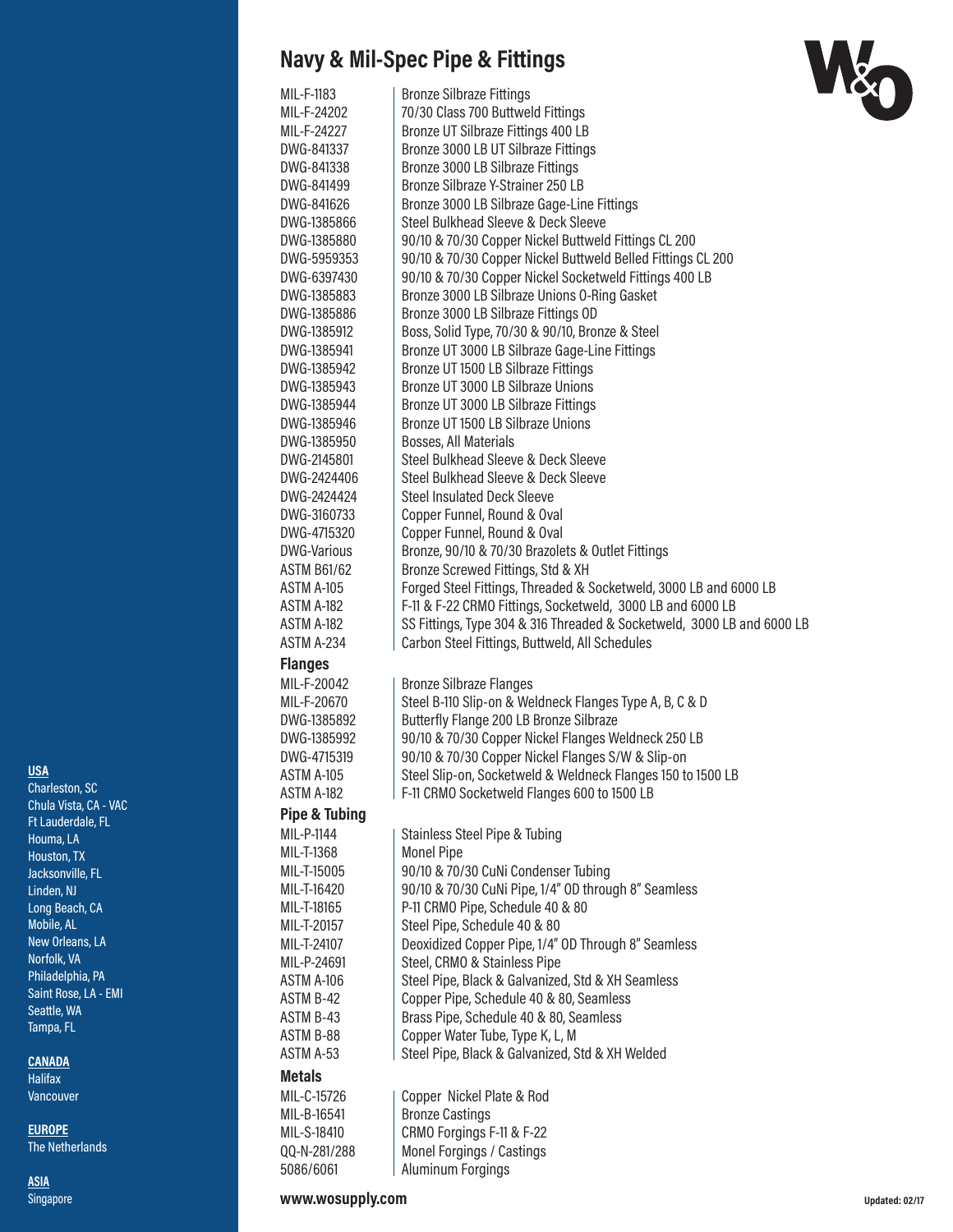# Navy & Mil-Spec Pipe & Fittings

| | |
|---|---|
| MIL-F-1183 | Bronze Silbraze Fittings |
| MIL-F-24202 | 70/30 Class 700 Buttweld Fittings |
| MIL-F-24227 | Bronze UT Silbraze Fittings 400 LB |
| DWG-841337 | Bronze 3000 LB UT Silbraze Fittings |
| DWG-841338 | Bronze 3000 LB Silbraze Fittings |
| DWG-841499 | Bronze Silbraze Y-Strainer 250 LB |
| DWG-841626 | Bronze 3000 LB Silbraze Gage-Line Fittings |
| DWG-1385866 | Steel Bulkhead Sleeve & Deck Sleeve |
| DWG-1385880 | 90/10 & 70/30 Copper Nickel Buttweld Fittings CL 200 |
| DWG-5959353 | 90/10 & 70/30 Copper Nickel Buttweld Belled Fittings CL 200 |
| DWG-6397430 | 90/10 & 70/30 Copper Nickel Socketweld Fittings 400 LB |
| DWG-1385883 | Bronze 3000 LB Silbraze Unions O-Ring Gasket |
| DWG-1385886 | Bronze 3000 LB Silbraze Fittings OD |
| DWG-1385912 | Boss, Solid Type, 70/30 & 90/10, Bronze & Steel |
| DWG-1385941 | Bronze UT 3000 LB Silbraze Gage-Line Fittings |
| DWG-1385942 | Bronze UT 1500 LB Silbraze Fittings |
| DWG-1385943 | Bronze UT 3000 LB Silbraze Unions |
| DWG-1385944 | Bronze UT 3000 LB Silbraze Fittings |
| DWG-1385946 | Bronze UT 1500 LB Silbraze Unions |
| DWG-1385950 | Bosses, All Materials |
| DWG-2145801 | Steel Bulkhead Sleeve & Deck Sleeve |
| DWG-2424406 | Steel Bulkhead Sleeve & Deck Sleeve |
| DWG-2424424 | Steel Insulated Deck Sleeve |
| DWG-3160733 | Copper Funnel, Round & Oval |
| DWG-4715320 | Copper Funnel, Round & Oval |
| DWG-Various | Bronze, 90/10 & 70/30 Brazolets & Outlet Fittings |
| ASTM B61/62 | Bronze Screwed Fittings, Std & XH |
| ASTM A-105 | Forged Steel Fittings, Threaded & Socketweld, 3000 LB and 6000 LB |
| ASTM A-182 | F-11 & F-22 CRMO Fittings, Socketweld, 3000 LB and 6000 LB |
| ASTM A-182 | SS Fittings, Type 304 & 316 Threaded & Socketweld, 3000 LB and 6000 LB |
| ASTM A-234 | Carbon Steel Fittings, Buttweld, All Schedules |

## Flanges

| | |
|---|---|
| MIL-F-20042 | Bronze Silbraze Flanges |
| MIL-F-20670 | Steel B-110 Slip-on & Weldneck Flanges Type A, B, C & D |
| DWG-1385892 | Butterfly Flange 200 LB Bronze Silbraze |
| DWG-1385992 | 90/10 & 70/30 Copper Nickel Flanges Weldneck 250 LB |
| DWG-4715319 | 90/10 & 70/30 Copper Nickel Flanges S/W & Slip-on |
| ASTM A-105 | Steel Slip-on, Socketweld & Weldneck Flanges 150 to 1500 LB |
| ASTM A-182 | F-11 CRMO Socketweld Flanges 600 to 1500 LB |

## Pipe & Tubing

| | |
|---|---|
| MIL-P-1144 | Stainless Steel Pipe & Tubing |
| MIL-T-1368 | Monel Pipe |
| MIL-T-15005 | 90/10 & 70/30 CuNi Condenser Tubing |
| MIL-T-16420 | 90/10 & 70/30 CuNi Pipe, 1/4" OD through 8" Seamless |
| MIL-T-18165 | P-11 CRMO Pipe, Schedule 40 & 80 |
| MIL-T-20157 | Steel Pipe, Schedule 40 & 80 |
| MIL-T-24107 | Deoxidized Copper Pipe, 1/4" OD Through 8" Seamless |
| MIL-P-24691 | Steel, CRMO & Stainless Pipe |
| ASTM A-106 | Steel Pipe, Black & Galvanized, Std & XH Seamless |
| ASTM B-42 | Copper Pipe, Schedule 40 & 80, Seamless |
| ASTM B-43 | Brass Pipe, Schedule 40 & 80, Seamless |
| ASTM B-88 | Copper Water Tube, Type K, L, M |
| ASTM A-53 | Steel Pipe, Black & Galvanized, Std & XH Welded |

## Metals

| | |
|---|---|
| MIL-C-15726 | Copper Nickel Plate & Rod |
| MIL-B-16541 | Bronze Castings |
| MIL-S-18410 | CRMO Forgings F-11 & F-22 |
| QQ-N-281/288 | Monel Forgings / Castings |
| 5086/6061 | Aluminum Forgings |

**USA**
Charleston, SC
Chula Vista, CA - VAC
Ft Lauderdale, FL
Houma, LA
Houston, TX
Jacksonville, FL
Linden, NJ
Long Beach, CA
Mobile, AL
New Orleans, LA
Norfolk, VA
Philadelphia, PA
Saint Rose, LA - EMI
Seattle, WA
Tampa, FL

**CANADA**
Halifax
Vancouver

**EUROPE**
The Netherlands

**ASIA**
Singapore

**www.wosupply.com**

Updated: 02/17